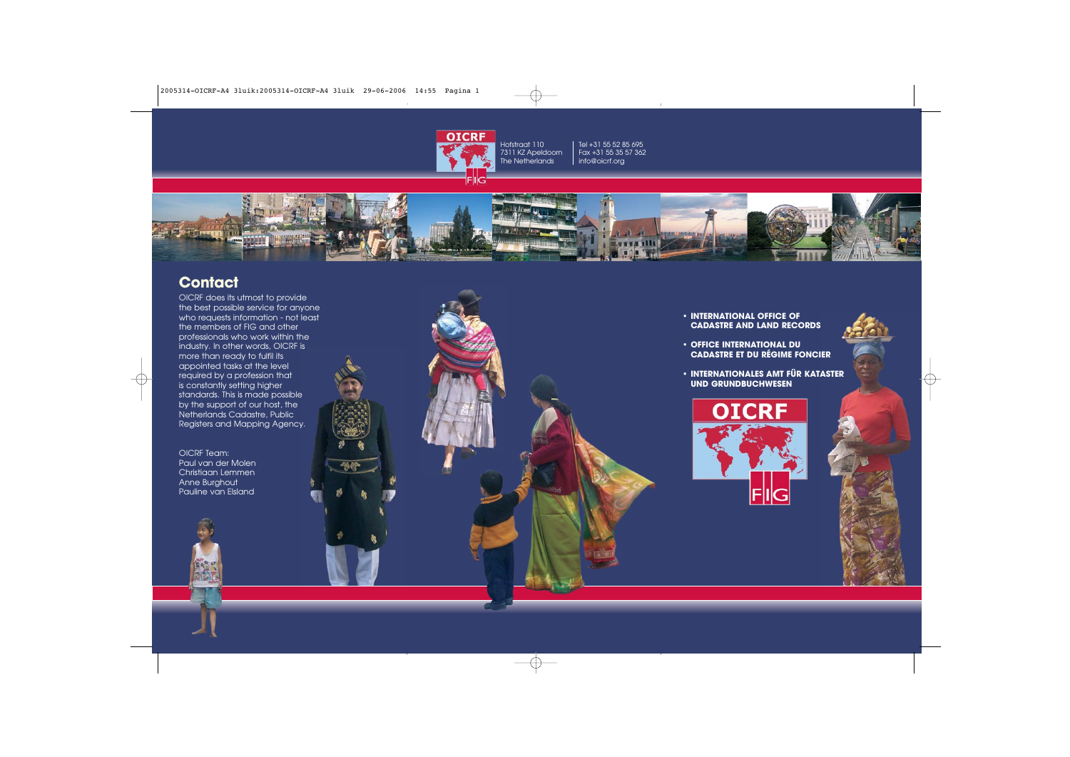OICRF

FIG

Hofstraat 110
7311 KZ Apeldoorn
The Netherlands

Tel +31 55 52 85 695
Fax +31 55 35 57 362
info@oicrf.org

## Contact

OICRF does its utmost to provide the best possible service for anyone who requests information - not least the members of FIG and other professionals who work within the industry. In other words, OICRF is more than ready to fulfil its appointed tasks at the level required by a profession that is constantly setting higher standards. This is made possible by the support of our host, the Netherlands Cadastre, Public Registers and Mapping Agency.

OICRF Team:
Paul van der Molen
Christiaan Lemmen
Anne Burghout
Pauline van Elsland

- **INTERNATIONAL OFFICE OF CADASTRE AND LAND RECORDS**
- **OFFICE INTERNATIONAL DU CADASTRE ET DU RÉGIME FONCIER**
- **INTERNATIONALES AMT FÜR KATASTER UND GRUNDBUCHWESEN**

OICRF

FIG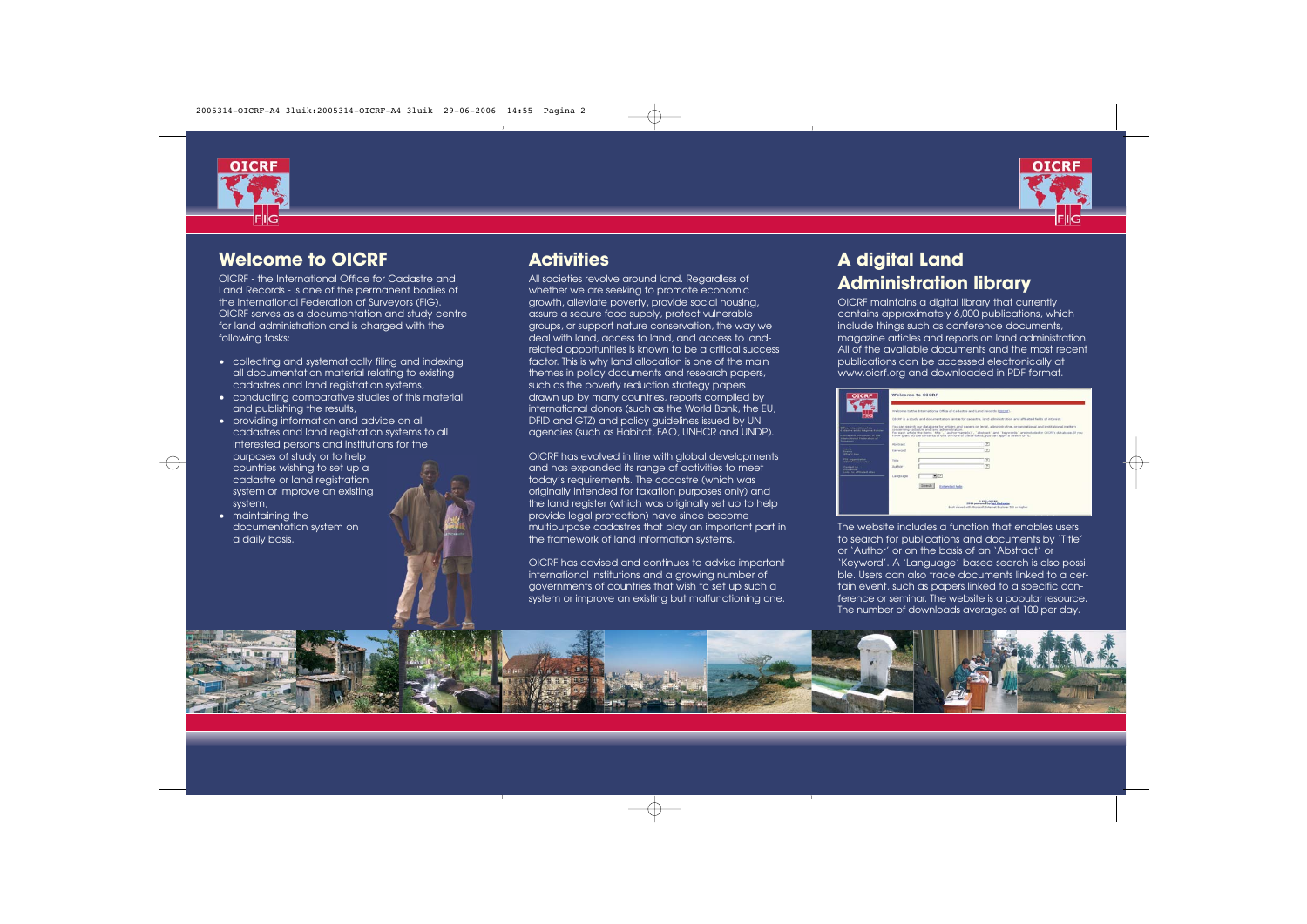## Welcome to OICRF

OICRF - the International Office for Cadastre and Land Records - is one of the permanent bodies of the International Federation of Surveyors (FIG). OICRF serves as a documentation and study centre for land administration and is charged with the following tasks:

- collecting and systematically filing and indexing all documentation material relating to existing cadastres and land registration systems,
- conducting comparative studies of this material and publishing the results,
- providing information and advice on all cadastres and land registration systems to all interested persons and institutions for the purposes of study or to help countries wishing to set up a cadastre or land registration system or improve an existing system,
- maintaining the documentation system on a daily basis.

## Activities

All societies revolve around land. Regardless of whether we are seeking to promote economic growth, alleviate poverty, provide social housing, assure a secure food supply, protect vulnerable groups, or support nature conservation, the way we deal with land, access to land, and access to land-related opportunities is known to be a critical success factor. This is why land allocation is one of the main themes in policy documents and research papers, such as the poverty reduction strategy papers drawn up by many countries, reports compiled by international donors (such as the World Bank, the EU, DFID and GTZ) and policy guidelines issued by UN agencies (such as Habitat, FAO, UNHCR and UNDP).

OICRF has evolved in line with global developments and has expanded its range of activities to meet today's requirements. The cadastre (which was originally intended for taxation purposes only) and the land register (which was originally set up to help provide legal protection) have since become multipurpose cadastres that play an important part in the framework of land information systems.

OICRF has advised and continues to advise important international institutions and a growing number of governments of countries that wish to set up such a system or improve an existing but malfunctioning one.

## A digital Land Administration library

OICRF maintains a digital library that currently contains approximately 6,000 publications, which include things such as conference documents, magazine articles and reports on land administration. All of the available documents and the most recent publications can be accessed electronically at www.oicrf.org and downloaded in PDF format.

The website includes a function that enables users to search for publications and documents by 'Title' or 'Author' or on the basis of an 'Abstract' or 'Keyword'. A 'Language'-based search is also possible. Users can also trace documents linked to a certain event, such as papers linked to a specific conference or seminar. The website is a popular resource. The number of downloads averages at 100 per day.